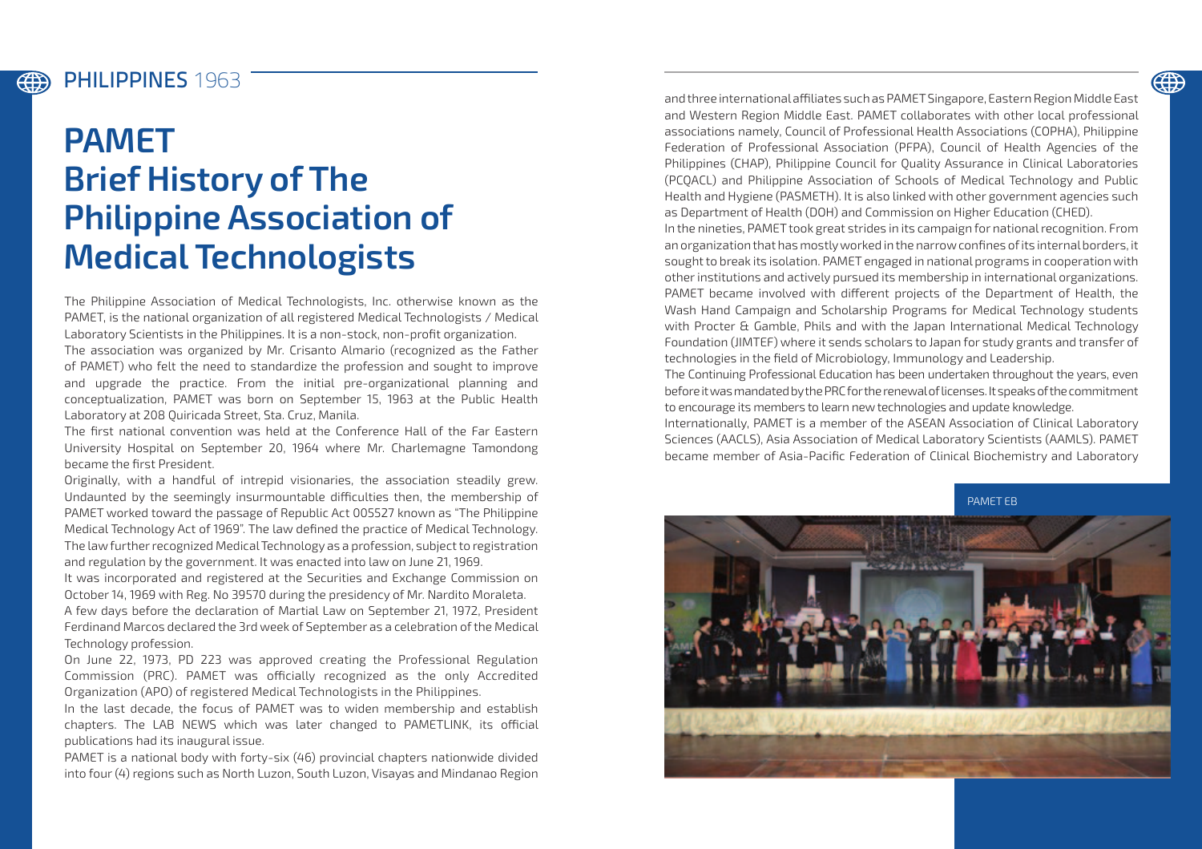PHILIPPINES 1963

# PAMET
# Brief History of The Philippine Association of Medical Technologists

The Philippine Association of Medical Technologists, Inc. otherwise known as the PAMET, is the national organization of all registered Medical Technologists / Medical Laboratory Scientists in the Philippines. It is a non-stock, non-profit organization.

The association was organized by Mr. Crisanto Almario (recognized as the Father of PAMET) who felt the need to standardize the profession and sought to improve and upgrade the practice. From the initial pre-organizational planning and conceptualization, PAMET was born on September 15, 1963 at the Public Health Laboratory at 208 Quiricada Street, Sta. Cruz, Manila.

The first national convention was held at the Conference Hall of the Far Eastern University Hospital on September 20, 1964 where Mr. Charlemagne Tamondong became the first President.

Originally, with a handful of intrepid visionaries, the association steadily grew. Undaunted by the seemingly insurmountable difficulties then, the membership of PAMET worked toward the passage of Republic Act 005527 known as "The Philippine Medical Technology Act of 1969". The law defined the practice of Medical Technology. The law further recognized Medical Technology as a profession, subject to registration and regulation by the government. It was enacted into law on June 21, 1969.

It was incorporated and registered at the Securities and Exchange Commission on October 14, 1969 with Reg. No 39570 during the presidency of Mr. Nardito Moraleta.

A few days before the declaration of Martial Law on September 21, 1972, President Ferdinand Marcos declared the 3rd week of September as a celebration of the Medical Technology profession.

On June 22, 1973, PD 223 was approved creating the Professional Regulation Commission (PRC). PAMET was officially recognized as the only Accredited Organization (APO) of registered Medical Technologists in the Philippines.

In the last decade, the focus of PAMET was to widen membership and establish chapters. The LAB NEWS which was later changed to PAMETLINK, its official publications had its inaugural issue.

PAMET is a national body with forty-six (46) provincial chapters nationwide divided into four (4) regions such as North Luzon, South Luzon, Visayas and Mindanao Region and three international affiliates such as PAMET Singapore, Eastern Region Middle East and Western Region Middle East. PAMET collaborates with other local professional associations namely, Council of Professional Health Associations (COPHA), Philippine Federation of Professional Association (PFPA), Council of Health Agencies of the Philippines (CHAP), Philippine Council for Quality Assurance in Clinical Laboratories (PCQACL) and Philippine Association of Schools of Medical Technology and Public Health and Hygiene (PASMETH). It is also linked with other government agencies such as Department of Health (DOH) and Commission on Higher Education (CHED).

In the nineties, PAMET took great strides in its campaign for national recognition. From an organization that has mostly worked in the narrow confines of its internal borders, it sought to break its isolation. PAMET engaged in national programs in cooperation with other institutions and actively pursued its membership in international organizations. PAMET became involved with different projects of the Department of Health, the Wash Hand Campaign and Scholarship Programs for Medical Technology students with Procter & Gamble, Phils and with the Japan International Medical Technology Foundation (JIMTEF) where it sends scholars to Japan for study grants and transfer of technologies in the field of Microbiology, Immunology and Leadership.

The Continuing Professional Education has been undertaken throughout the years, even before it was mandated by the PRC for the renewal of licenses. It speaks of the commitment to encourage its members to learn new technologies and update knowledge.

Internationally, PAMET is a member of the ASEAN Association of Clinical Laboratory Sciences (AACLS), Asia Association of Medical Laboratory Scientists (AAMLS). PAMET became member of Asia-Pacific Federation of Clinical Biochemistry and Laboratory

PAMET EB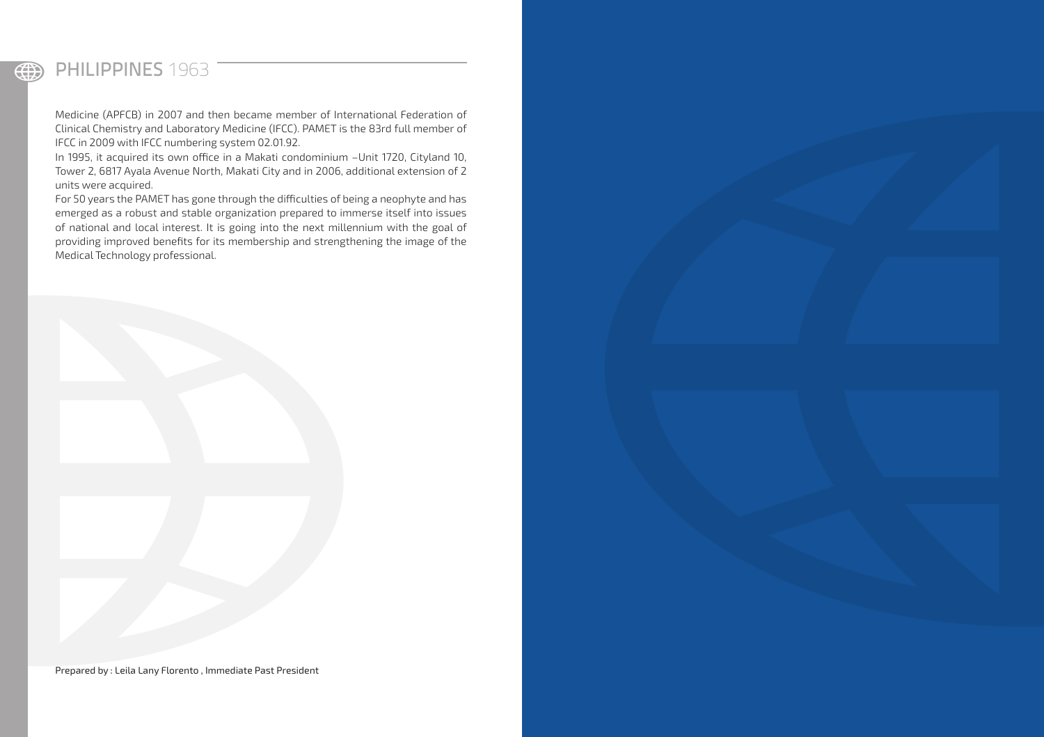## PHILIPPINES 1963

Medicine (APFCB) in 2007 and then became member of International Federation of Clinical Chemistry and Laboratory Medicine (IFCC). PAMET is the 83rd full member of IFCC in 2009 with IFCC numbering system 02.01.92.

In 1995, it acquired its own office in a Makati condominium –Unit 1720, Cityland 10, Tower 2, 6817 Ayala Avenue North, Makati City and in 2006, additional extension of 2 units were acquired.

For 50 years the PAMET has gone through the difficulties of being a neophyte and has emerged as a robust and stable organization prepared to immerse itself into issues of national and local interest. It is going into the next millennium with the goal of providing improved benefits for its membership and strengthening the image of the Medical Technology professional.

Prepared by : Leila Lany Florento , Immediate Past President